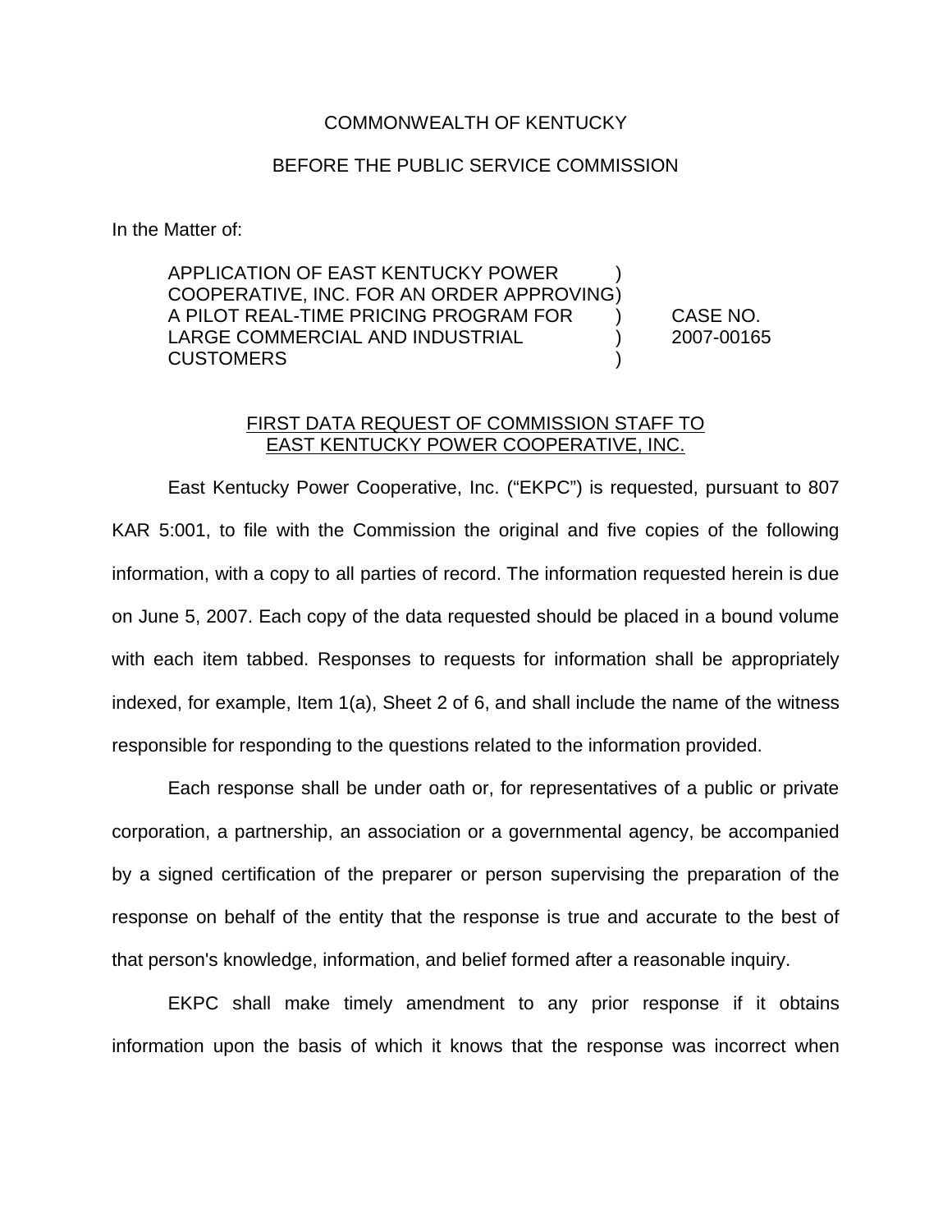COMMONWEALTH OF KENTUCKY

BEFORE THE PUBLIC SERVICE COMMISSION

In the Matter of:

| | | |
|---|---|---|
| APPLICATION OF EAST KENTUCKY POWER COOPERATIVE, INC. FOR AN ORDER APPROVING A PILOT REAL-TIME PRICING PROGRAM FOR LARGE COMMERCIAL AND INDUSTRIAL CUSTOMERS | ) ) ) ) ) | CASE NO. 2007-00165 |

FIRST DATA REQUEST OF COMMISSION STAFF TO EAST KENTUCKY POWER COOPERATIVE, INC.

East Kentucky Power Cooperative, Inc. ("EKPC") is requested, pursuant to 807 KAR 5:001, to file with the Commission the original and five copies of the following information, with a copy to all parties of record. The information requested herein is due on June 5, 2007. Each copy of the data requested should be placed in a bound volume with each item tabbed. Responses to requests for information shall be appropriately indexed, for example, Item 1(a), Sheet 2 of 6, and shall include the name of the witness responsible for responding to the questions related to the information provided.

Each response shall be under oath or, for representatives of a public or private corporation, a partnership, an association or a governmental agency, be accompanied by a signed certification of the preparer or person supervising the preparation of the response on behalf of the entity that the response is true and accurate to the best of that person's knowledge, information, and belief formed after a reasonable inquiry.

EKPC shall make timely amendment to any prior response if it obtains information upon the basis of which it knows that the response was incorrect when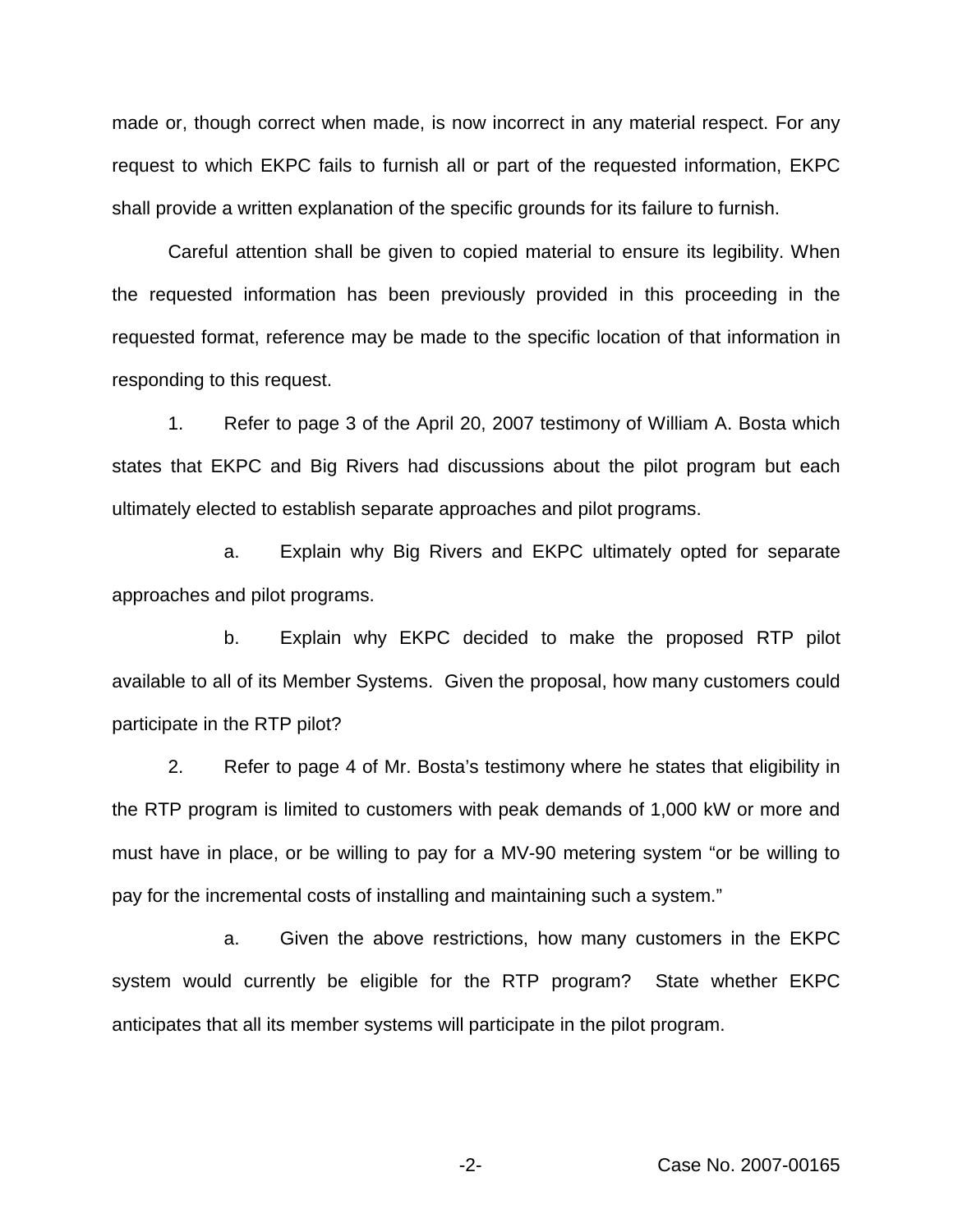made or, though correct when made, is now incorrect in any material respect. For any request to which EKPC fails to furnish all or part of the requested information, EKPC shall provide a written explanation of the specific grounds for its failure to furnish.

Careful attention shall be given to copied material to ensure its legibility. When the requested information has been previously provided in this proceeding in the requested format, reference may be made to the specific location of that information in responding to this request.

1. Refer to page 3 of the April 20, 2007 testimony of William A. Bosta which states that EKPC and Big Rivers had discussions about the pilot program but each ultimately elected to establish separate approaches and pilot programs.

   a. Explain why Big Rivers and EKPC ultimately opted for separate approaches and pilot programs.

   b. Explain why EKPC decided to make the proposed RTP pilot available to all of its Member Systems. Given the proposal, how many customers could participate in the RTP pilot?

2. Refer to page 4 of Mr. Bosta's testimony where he states that eligibility in the RTP program is limited to customers with peak demands of 1,000 kW or more and must have in place, or be willing to pay for a MV-90 metering system "or be willing to pay for the incremental costs of installing and maintaining such a system."

   a. Given the above restrictions, how many customers in the EKPC system would currently be eligible for the RTP program? State whether EKPC anticipates that all its member systems will participate in the pilot program.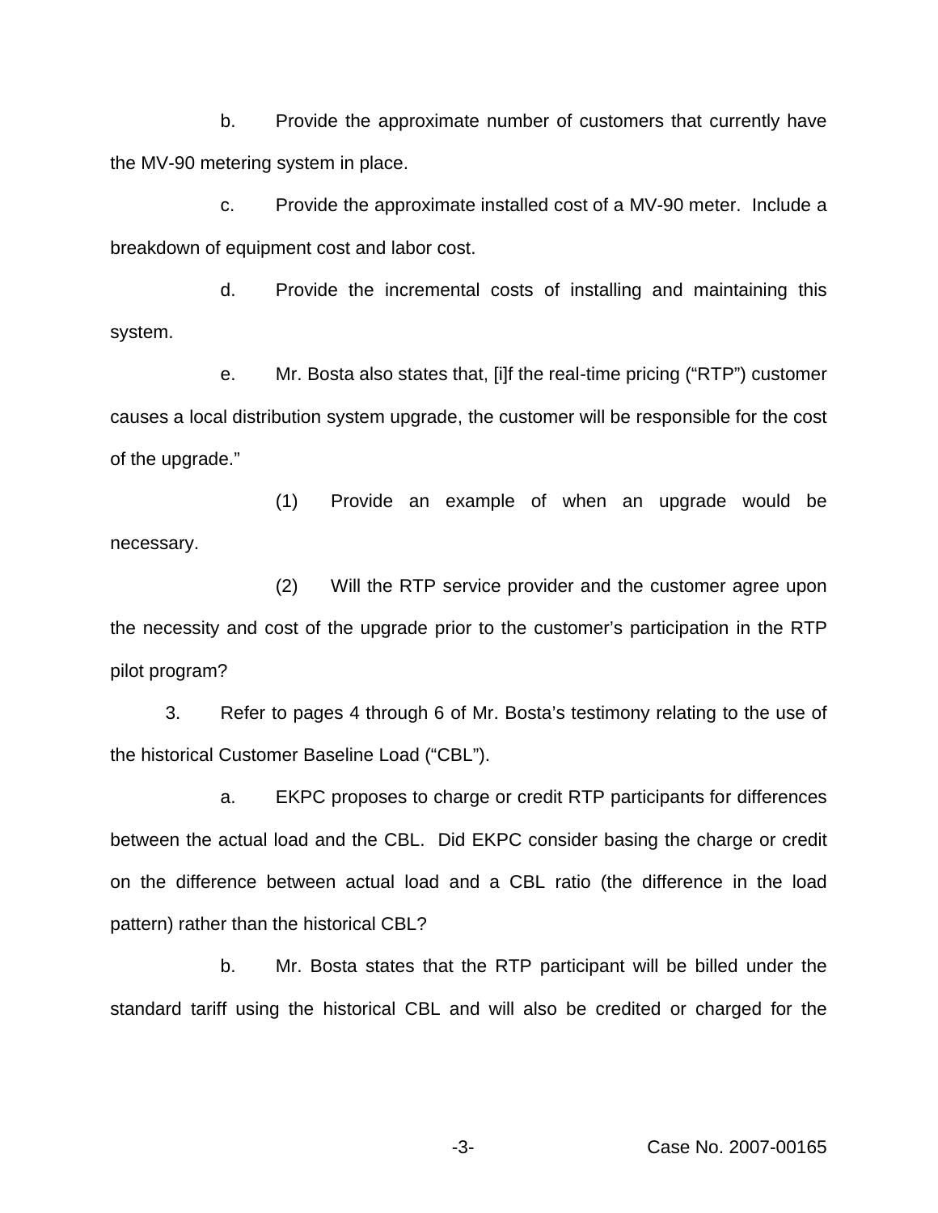b. Provide the approximate number of customers that currently have the MV-90 metering system in place.

c. Provide the approximate installed cost of a MV-90 meter. Include a breakdown of equipment cost and labor cost.

d. Provide the incremental costs of installing and maintaining this system.

e. Mr. Bosta also states that, [i]f the real-time pricing ("RTP") customer causes a local distribution system upgrade, the customer will be responsible for the cost of the upgrade."

(1) Provide an example of when an upgrade would be necessary.

(2) Will the RTP service provider and the customer agree upon the necessity and cost of the upgrade prior to the customer's participation in the RTP pilot program?

3. Refer to pages 4 through 6 of Mr. Bosta's testimony relating to the use of the historical Customer Baseline Load ("CBL").

a. EKPC proposes to charge or credit RTP participants for differences between the actual load and the CBL. Did EKPC consider basing the charge or credit on the difference between actual load and a CBL ratio (the difference in the load pattern) rather than the historical CBL?

b. Mr. Bosta states that the RTP participant will be billed under the standard tariff using the historical CBL and will also be credited or charged for the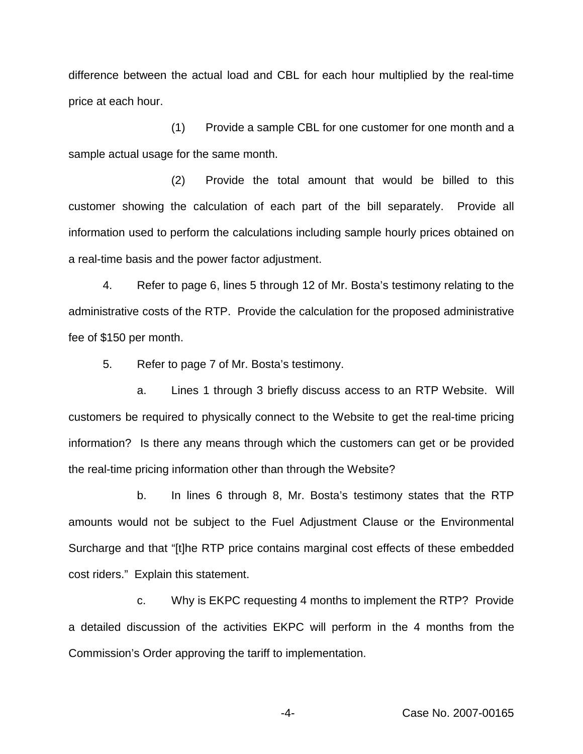difference between the actual load and CBL for each hour multiplied by the real-time price at each hour.

(1) Provide a sample CBL for one customer for one month and a sample actual usage for the same month.

(2) Provide the total amount that would be billed to this customer showing the calculation of each part of the bill separately. Provide all information used to perform the calculations including sample hourly prices obtained on a real-time basis and the power factor adjustment.

4. Refer to page 6, lines 5 through 12 of Mr. Bosta's testimony relating to the administrative costs of the RTP. Provide the calculation for the proposed administrative fee of $150 per month.

5. Refer to page 7 of Mr. Bosta's testimony.

a. Lines 1 through 3 briefly discuss access to an RTP Website. Will customers be required to physically connect to the Website to get the real-time pricing information? Is there any means through which the customers can get or be provided the real-time pricing information other than through the Website?

b. In lines 6 through 8, Mr. Bosta's testimony states that the RTP amounts would not be subject to the Fuel Adjustment Clause or the Environmental Surcharge and that "[t]he RTP price contains marginal cost effects of these embedded cost riders." Explain this statement.

c. Why is EKPC requesting 4 months to implement the RTP? Provide a detailed discussion of the activities EKPC will perform in the 4 months from the Commission's Order approving the tariff to implementation.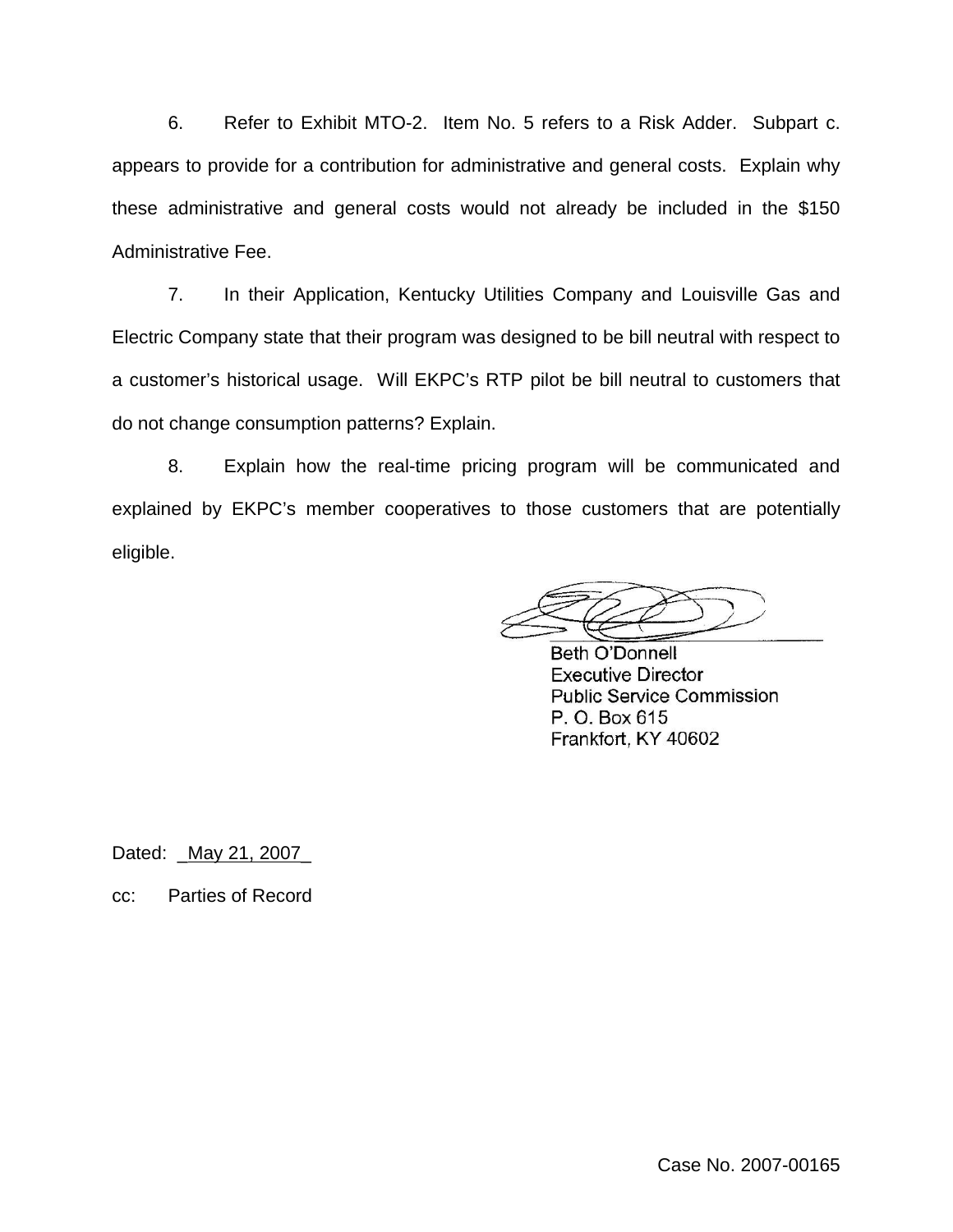6. Refer to Exhibit MTO-2. Item No. 5 refers to a Risk Adder. Subpart c. appears to provide for a contribution for administrative and general costs. Explain why these administrative and general costs would not already be included in the $150 Administrative Fee.

7. In their Application, Kentucky Utilities Company and Louisville Gas and Electric Company state that their program was designed to be bill neutral with respect to a customer's historical usage. Will EKPC's RTP pilot be bill neutral to customers that do not change consumption patterns? Explain.

8. Explain how the real-time pricing program will be communicated and explained by EKPC's member cooperatives to those customers that are potentially eligible.

Beth O'Donnell
Executive Director
Public Service Commission
P. O. Box 615
Frankfort, KY 40602

Dated: _May 21, 2007_

cc: Parties of Record

Case No. 2007-00165